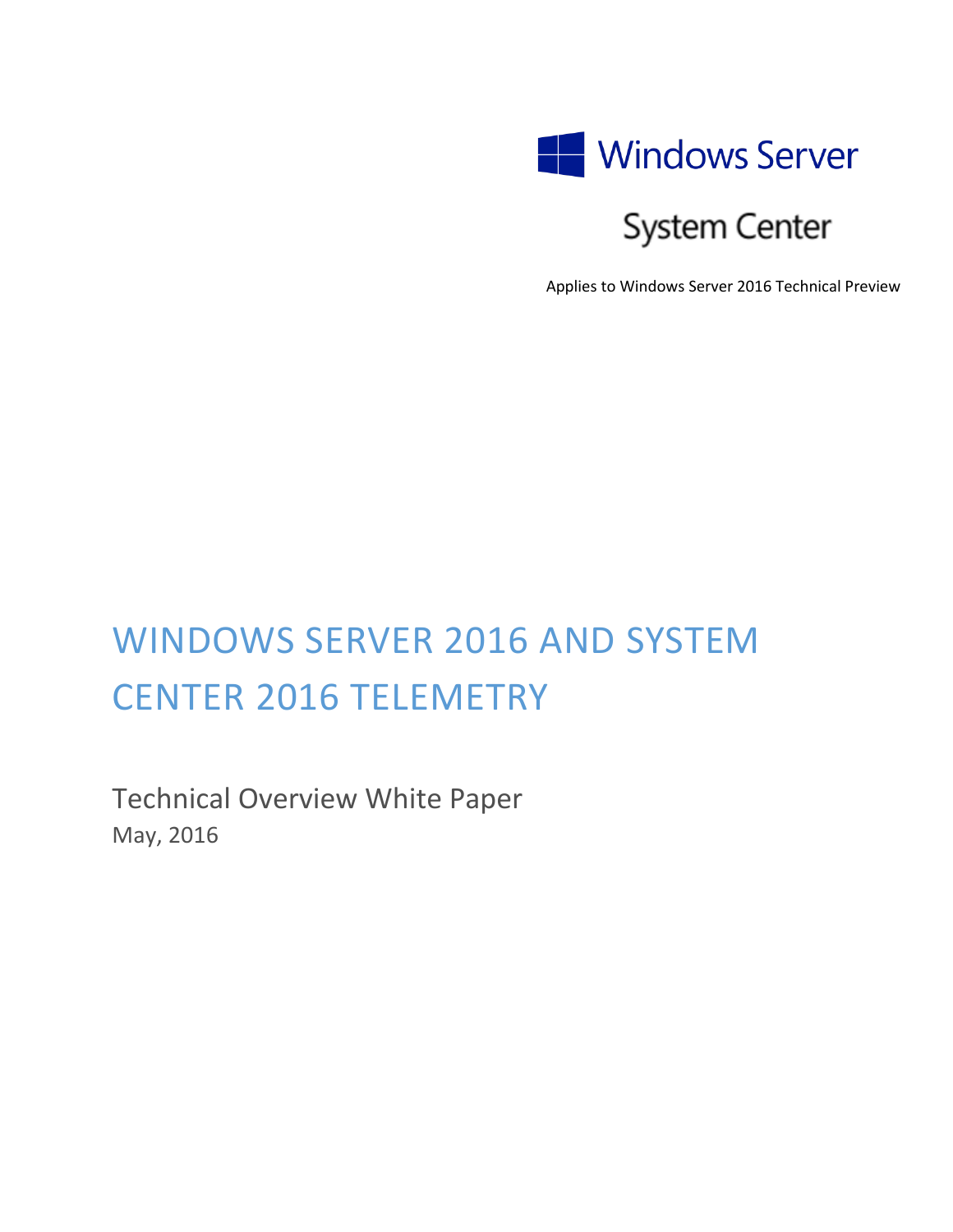Windows Server

System Center

Applies to Windows Server 2016 Technical Preview

# WINDOWS SERVER 2016 AND SYSTEM CENTER 2016 TELEMETRY

## Technical Overview White Paper

May, 2016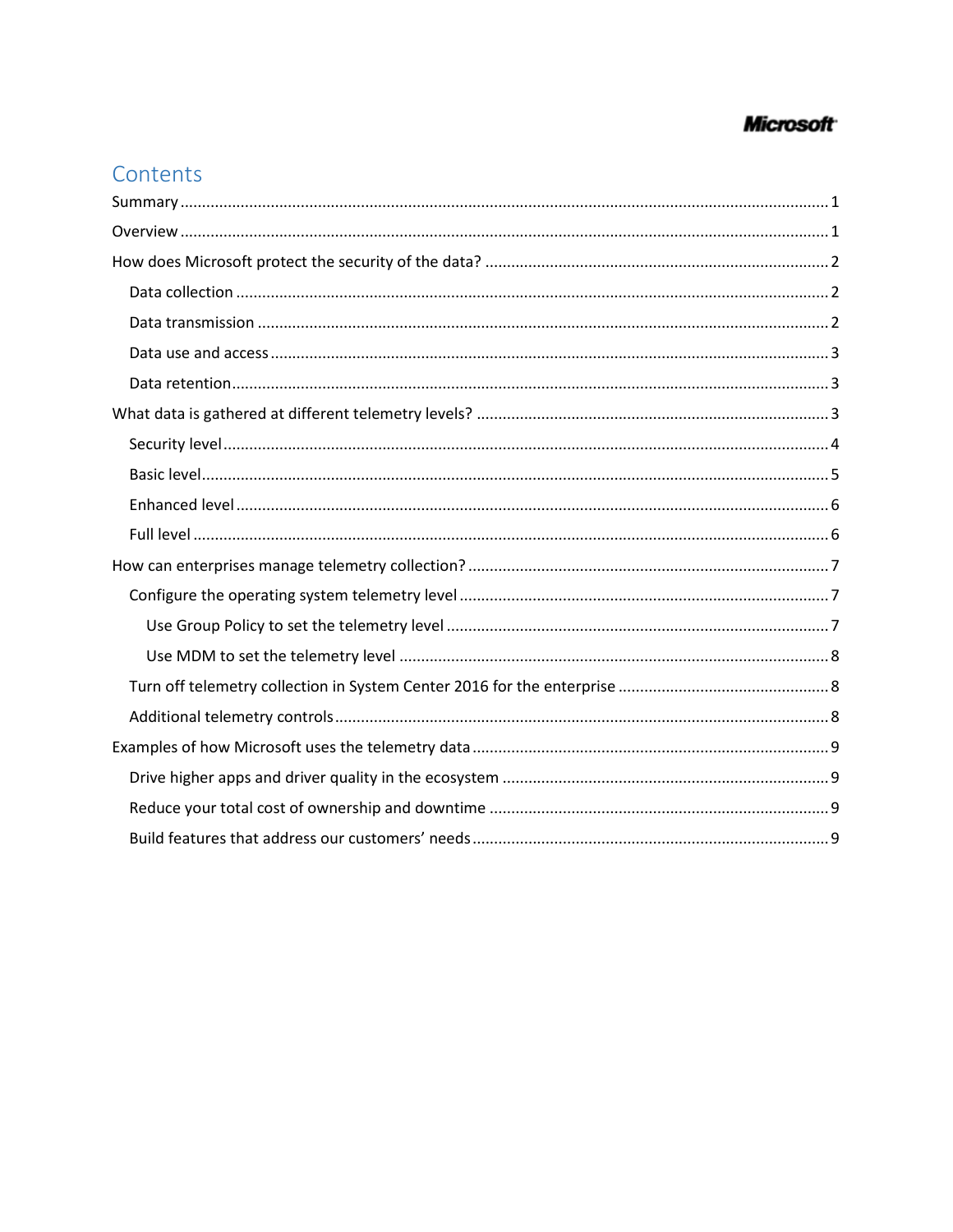# Contents

Summary ........ 1

Overview ........ 1

How does Microsoft protect the security of the data? ........ 2

- Data collection ........ 2
- Data transmission ........ 2
- Data use and access ........ 3
- Data retention ........ 3

What data is gathered at different telemetry levels? ........ 3

- Security level ........ 4
- Basic level ........ 5
- Enhanced level ........ 6
- Full level ........ 6

How can enterprises manage telemetry collection? ........ 7

- Configure the operating system telemetry level ........ 7
  - Use Group Policy to set the telemetry level ........ 7
  - Use MDM to set the telemetry level ........ 8
- Turn off telemetry collection in System Center 2016 for the enterprise ........ 8
- Additional telemetry controls ........ 8

Examples of how Microsoft uses the telemetry data ........ 9

- Drive higher apps and driver quality in the ecosystem ........ 9
- Reduce your total cost of ownership and downtime ........ 9
- Build features that address our customers' needs ........ 9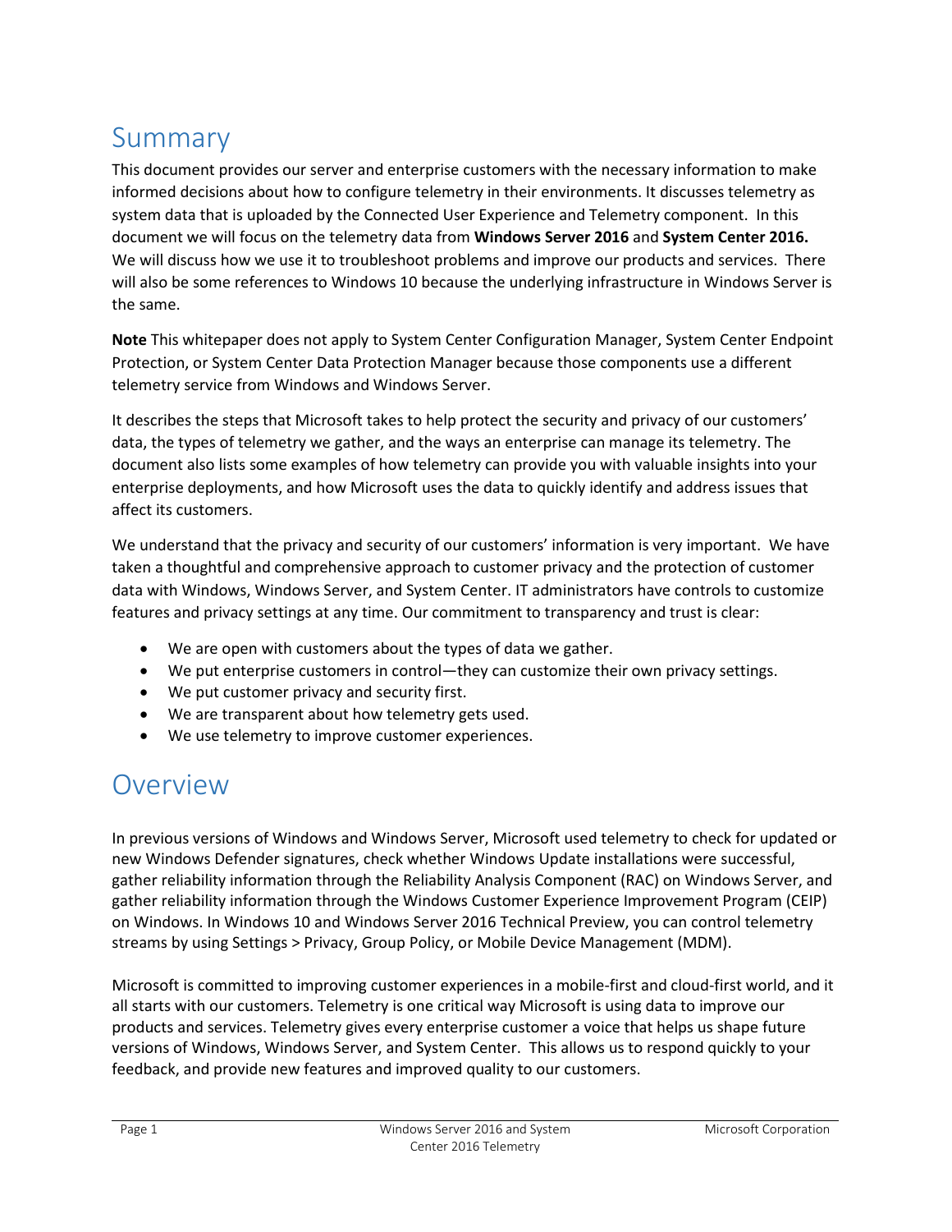# Summary

This document provides our server and enterprise customers with the necessary information to make informed decisions about how to configure telemetry in their environments. It discusses telemetry as system data that is uploaded by the Connected User Experience and Telemetry component. In this document we will focus on the telemetry data from **Windows Server 2016** and **System Center 2016.** We will discuss how we use it to troubleshoot problems and improve our products and services. There will also be some references to Windows 10 because the underlying infrastructure in Windows Server is the same.

**Note** This whitepaper does not apply to System Center Configuration Manager, System Center Endpoint Protection, or System Center Data Protection Manager because those components use a different telemetry service from Windows and Windows Server.

It describes the steps that Microsoft takes to help protect the security and privacy of our customers' data, the types of telemetry we gather, and the ways an enterprise can manage its telemetry. The document also lists some examples of how telemetry can provide you with valuable insights into your enterprise deployments, and how Microsoft uses the data to quickly identify and address issues that affect its customers.

We understand that the privacy and security of our customers' information is very important. We have taken a thoughtful and comprehensive approach to customer privacy and the protection of customer data with Windows, Windows Server, and System Center. IT administrators have controls to customize features and privacy settings at any time. Our commitment to transparency and trust is clear:

- We are open with customers about the types of data we gather.
- We put enterprise customers in control—they can customize their own privacy settings.
- We put customer privacy and security first.
- We are transparent about how telemetry gets used.
- We use telemetry to improve customer experiences.

# Overview

In previous versions of Windows and Windows Server, Microsoft used telemetry to check for updated or new Windows Defender signatures, check whether Windows Update installations were successful, gather reliability information through the Reliability Analysis Component (RAC) on Windows Server, and gather reliability information through the Windows Customer Experience Improvement Program (CEIP) on Windows. In Windows 10 and Windows Server 2016 Technical Preview, you can control telemetry streams by using Settings > Privacy, Group Policy, or Mobile Device Management (MDM).

Microsoft is committed to improving customer experiences in a mobile-first and cloud-first world, and it all starts with our customers. Telemetry is one critical way Microsoft is using data to improve our products and services. Telemetry gives every enterprise customer a voice that helps us shape future versions of Windows, Windows Server, and System Center. This allows us to respond quickly to your feedback, and provide new features and improved quality to our customers.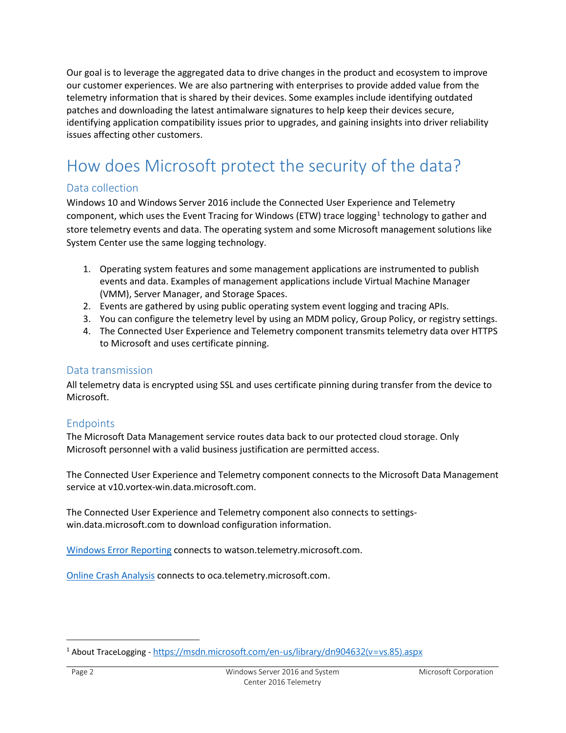Our goal is to leverage the aggregated data to drive changes in the product and ecosystem to improve our customer experiences. We are also partnering with enterprises to provide added value from the telemetry information that is shared by their devices. Some examples include identifying outdated patches and downloading the latest antimalware signatures to help keep their devices secure, identifying application compatibility issues prior to upgrades, and gaining insights into driver reliability issues affecting other customers.

# How does Microsoft protect the security of the data?

## Data collection

Windows 10 and Windows Server 2016 include the Connected User Experience and Telemetry component, which uses the Event Tracing for Windows (ETW) trace logging[1] technology to gather and store telemetry events and data. The operating system and some Microsoft management solutions like System Center use the same logging technology.

1. Operating system features and some management applications are instrumented to publish events and data. Examples of management applications include Virtual Machine Manager (VMM), Server Manager, and Storage Spaces.
2. Events are gathered by using public operating system event logging and tracing APIs.
3. You can configure the telemetry level by using an MDM policy, Group Policy, or registry settings.
4. The Connected User Experience and Telemetry component transmits telemetry data over HTTPS to Microsoft and uses certificate pinning.

## Data transmission

All telemetry data is encrypted using SSL and uses certificate pinning during transfer from the device to Microsoft.

## Endpoints

The Microsoft Data Management service routes data back to our protected cloud storage. Only Microsoft personnel with a valid business justification are permitted access.

The Connected User Experience and Telemetry component connects to the Microsoft Data Management service at v10.vortex-win.data.microsoft.com.

The Connected User Experience and Telemetry component also connects to settings-win.data.microsoft.com to download configuration information.

[Windows Error Reporting]() connects to watson.telemetry.microsoft.com.

[Online Crash Analysis]() connects to oca.telemetry.microsoft.com.

---

[1] About TraceLogging - https://msdn.microsoft.com/en-us/library/dn904632(v=vs.85).aspx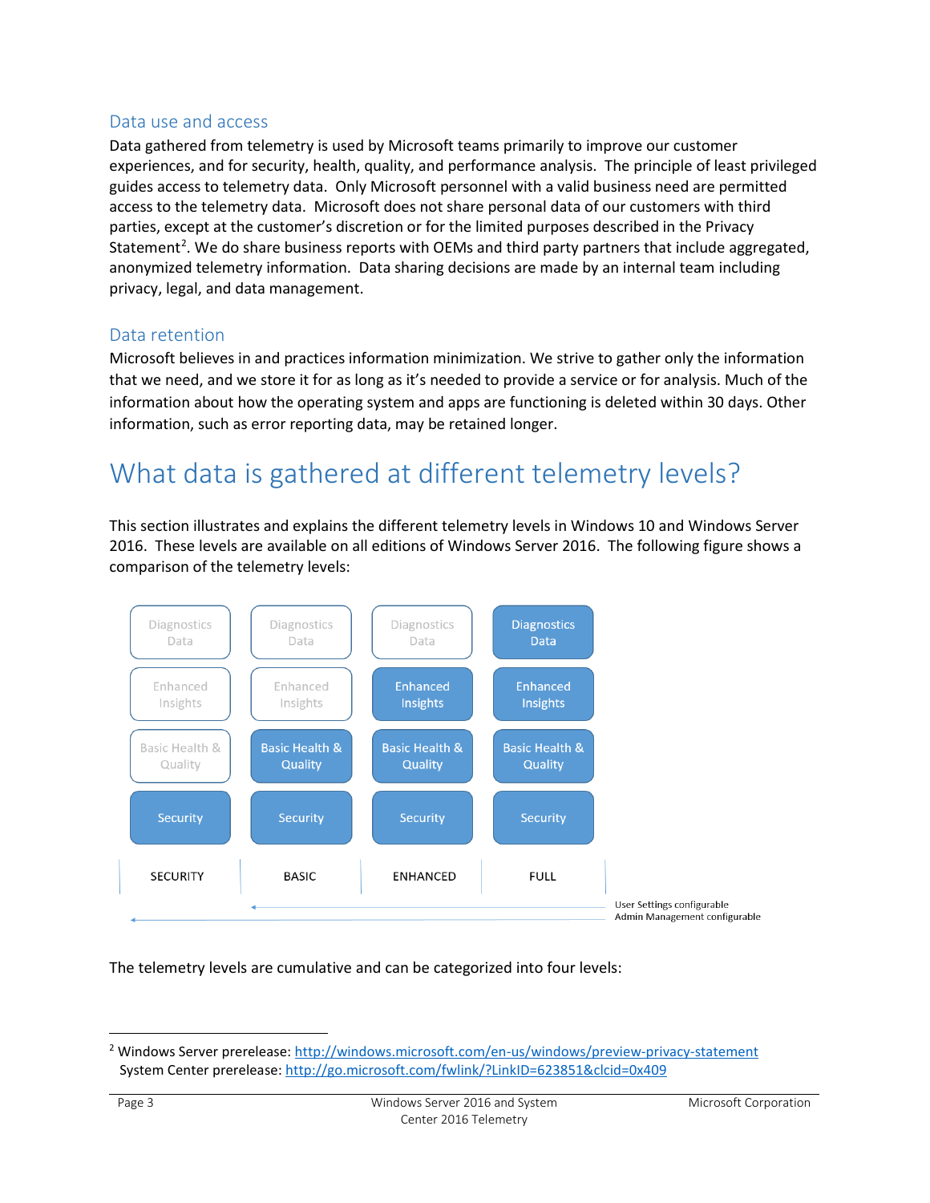## Data use and access

Data gathered from telemetry is used by Microsoft teams primarily to improve our customer experiences, and for security, health, quality, and performance analysis. The principle of least privileged guides access to telemetry data. Only Microsoft personnel with a valid business need are permitted access to the telemetry data. Microsoft does not share personal data of our customers with third parties, except at the customer's discretion or for the limited purposes described in the Privacy Statement[2]. We do share business reports with OEMs and third party partners that include aggregated, anonymized telemetry information. Data sharing decisions are made by an internal team including privacy, legal, and data management.

## Data retention

Microsoft believes in and practices information minimization. We strive to gather only the information that we need, and we store it for as long as it's needed to provide a service or for analysis. Much of the information about how the operating system and apps are functioning is deleted within 30 days. Other information, such as error reporting data, may be retained longer.

# What data is gathered at different telemetry levels?

This section illustrates and explains the different telemetry levels in Windows 10 and Windows Server 2016. These levels are available on all editions of Windows Server 2016. The following figure shows a comparison of the telemetry levels:

| SECURITY | BASIC | ENHANCED | FULL |
|---|---|---|---|
| | | | Diagnostics Data |
| | | Enhanced Insights | Enhanced Insights |
| | Basic Health & Quality | Basic Health & Quality | Basic Health & Quality |
| Security | Security | Security | Security |

User Settings configurable (BASIC to FULL)
Admin Management configurable (SECURITY to FULL)

The telemetry levels are cumulative and can be categorized into four levels:

---

[2] Windows Server prerelease: http://windows.microsoft.com/en-us/windows/preview-privacy-statement
System Center prerelease: http://go.microsoft.com/fwlink/?LinkID=623851&clcid=0x409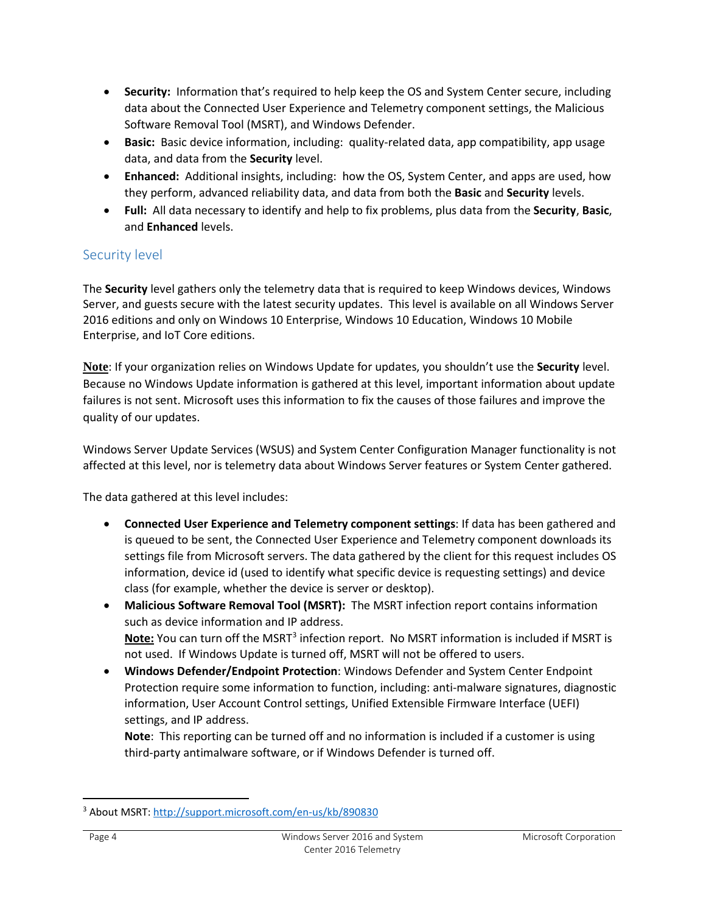- **Security:** Information that's required to help keep the OS and System Center secure, including data about the Connected User Experience and Telemetry component settings, the Malicious Software Removal Tool (MSRT), and Windows Defender.
- **Basic:** Basic device information, including: quality-related data, app compatibility, app usage data, and data from the **Security** level.
- **Enhanced:** Additional insights, including: how the OS, System Center, and apps are used, how they perform, advanced reliability data, and data from both the **Basic** and **Security** levels.
- **Full:** All data necessary to identify and help to fix problems, plus data from the **Security**, **Basic**, and **Enhanced** levels.

## Security level

The **Security** level gathers only the telemetry data that is required to keep Windows devices, Windows Server, and guests secure with the latest security updates. This level is available on all Windows Server 2016 editions and only on Windows 10 Enterprise, Windows 10 Education, Windows 10 Mobile Enterprise, and IoT Core editions.

**Note**: If your organization relies on Windows Update for updates, you shouldn't use the **Security** level. Because no Windows Update information is gathered at this level, important information about update failures is not sent. Microsoft uses this information to fix the causes of those failures and improve the quality of our updates.

Windows Server Update Services (WSUS) and System Center Configuration Manager functionality is not affected at this level, nor is telemetry data about Windows Server features or System Center gathered.

The data gathered at this level includes:

- **Connected User Experience and Telemetry component settings**: If data has been gathered and is queued to be sent, the Connected User Experience and Telemetry component downloads its settings file from Microsoft servers. The data gathered by the client for this request includes OS information, device id (used to identify what specific device is requesting settings) and device class (for example, whether the device is server or desktop).
- **Malicious Software Removal Tool (MSRT):** The MSRT infection report contains information such as device information and IP address.
  **Note:** You can turn off the MSRT[3] infection report. No MSRT information is included if MSRT is not used. If Windows Update is turned off, MSRT will not be offered to users.
- **Windows Defender/Endpoint Protection**: Windows Defender and System Center Endpoint Protection require some information to function, including: anti-malware signatures, diagnostic information, User Account Control settings, Unified Extensible Firmware Interface (UEFI) settings, and IP address.
  **Note**: This reporting can be turned off and no information is included if a customer is using third-party antimalware software, or if Windows Defender is turned off.

[3] About MSRT: http://support.microsoft.com/en-us/kb/890830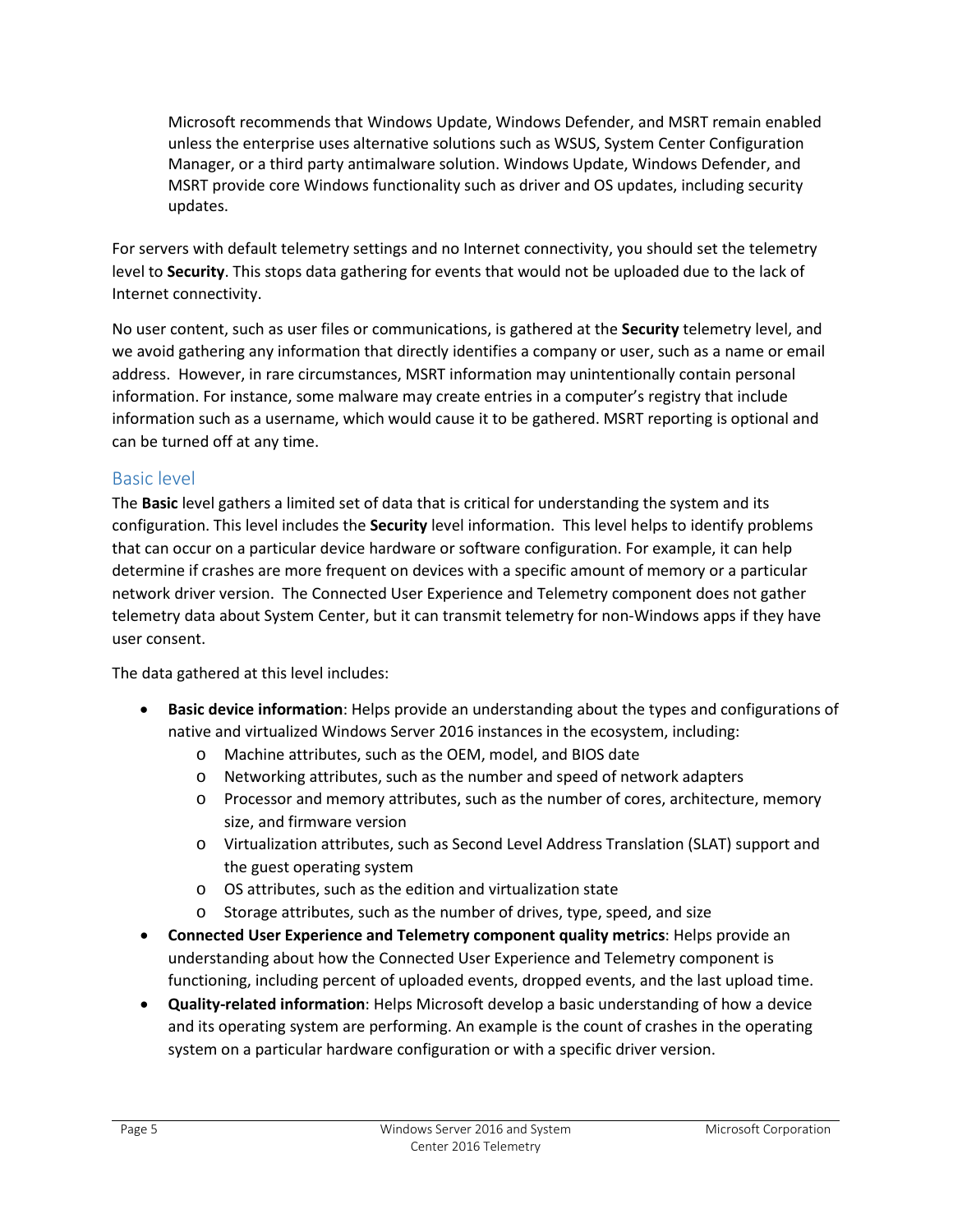Microsoft recommends that Windows Update, Windows Defender, and MSRT remain enabled unless the enterprise uses alternative solutions such as WSUS, System Center Configuration Manager, or a third party antimalware solution. Windows Update, Windows Defender, and MSRT provide core Windows functionality such as driver and OS updates, including security updates.

For servers with default telemetry settings and no Internet connectivity, you should set the telemetry level to **Security**. This stops data gathering for events that would not be uploaded due to the lack of Internet connectivity.

No user content, such as user files or communications, is gathered at the **Security** telemetry level, and we avoid gathering any information that directly identifies a company or user, such as a name or email address. However, in rare circumstances, MSRT information may unintentionally contain personal information. For instance, some malware may create entries in a computer's registry that include information such as a username, which would cause it to be gathered. MSRT reporting is optional and can be turned off at any time.

### Basic level

The **Basic** level gathers a limited set of data that is critical for understanding the system and its configuration. This level includes the **Security** level information. This level helps to identify problems that can occur on a particular device hardware or software configuration. For example, it can help determine if crashes are more frequent on devices with a specific amount of memory or a particular network driver version. The Connected User Experience and Telemetry component does not gather telemetry data about System Center, but it can transmit telemetry for non-Windows apps if they have user consent.

The data gathered at this level includes:

- **Basic device information**: Helps provide an understanding about the types and configurations of native and virtualized Windows Server 2016 instances in the ecosystem, including:
  - Machine attributes, such as the OEM, model, and BIOS date
  - Networking attributes, such as the number and speed of network adapters
  - Processor and memory attributes, such as the number of cores, architecture, memory size, and firmware version
  - Virtualization attributes, such as Second Level Address Translation (SLAT) support and the guest operating system
  - OS attributes, such as the edition and virtualization state
  - Storage attributes, such as the number of drives, type, speed, and size
- **Connected User Experience and Telemetry component quality metrics**: Helps provide an understanding about how the Connected User Experience and Telemetry component is functioning, including percent of uploaded events, dropped events, and the last upload time.
- **Quality-related information**: Helps Microsoft develop a basic understanding of how a device and its operating system are performing. An example is the count of crashes in the operating system on a particular hardware configuration or with a specific driver version.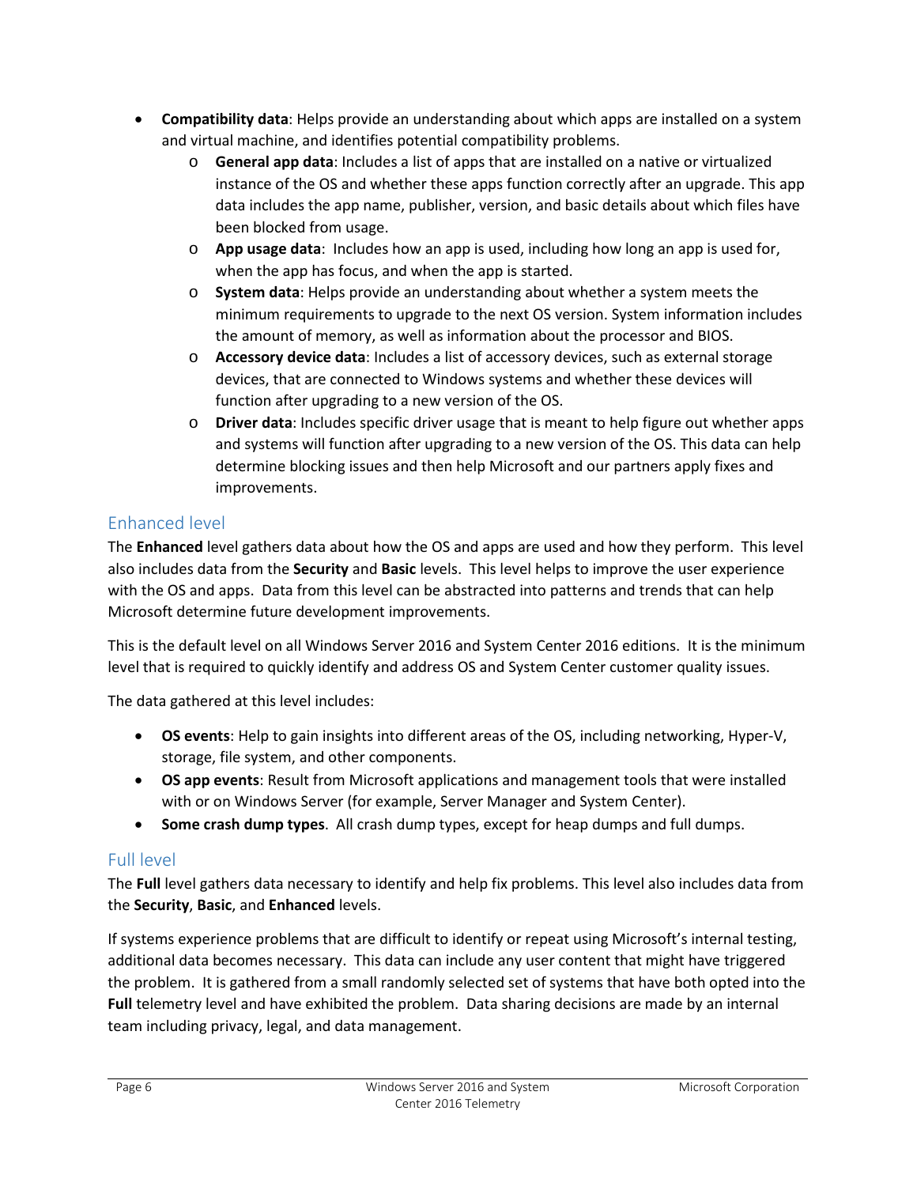- **Compatibility data**: Helps provide an understanding about which apps are installed on a system and virtual machine, and identifies potential compatibility problems.
  - **General app data**: Includes a list of apps that are installed on a native or virtualized instance of the OS and whether these apps function correctly after an upgrade. This app data includes the app name, publisher, version, and basic details about which files have been blocked from usage.
  - **App usage data**: Includes how an app is used, including how long an app is used for, when the app has focus, and when the app is started.
  - **System data**: Helps provide an understanding about whether a system meets the minimum requirements to upgrade to the next OS version. System information includes the amount of memory, as well as information about the processor and BIOS.
  - **Accessory device data**: Includes a list of accessory devices, such as external storage devices, that are connected to Windows systems and whether these devices will function after upgrading to a new version of the OS.
  - **Driver data**: Includes specific driver usage that is meant to help figure out whether apps and systems will function after upgrading to a new version of the OS. This data can help determine blocking issues and then help Microsoft and our partners apply fixes and improvements.

## Enhanced level

The **Enhanced** level gathers data about how the OS and apps are used and how they perform. This level also includes data from the **Security** and **Basic** levels. This level helps to improve the user experience with the OS and apps. Data from this level can be abstracted into patterns and trends that can help Microsoft determine future development improvements.

This is the default level on all Windows Server 2016 and System Center 2016 editions. It is the minimum level that is required to quickly identify and address OS and System Center customer quality issues.

The data gathered at this level includes:

- **OS events**: Help to gain insights into different areas of the OS, including networking, Hyper-V, storage, file system, and other components.
- **OS app events**: Result from Microsoft applications and management tools that were installed with or on Windows Server (for example, Server Manager and System Center).
- **Some crash dump types**. All crash dump types, except for heap dumps and full dumps.

## Full level

The **Full** level gathers data necessary to identify and help fix problems. This level also includes data from the **Security**, **Basic**, and **Enhanced** levels.

If systems experience problems that are difficult to identify or repeat using Microsoft's internal testing, additional data becomes necessary. This data can include any user content that might have triggered the problem. It is gathered from a small randomly selected set of systems that have both opted into the **Full** telemetry level and have exhibited the problem. Data sharing decisions are made by an internal team including privacy, legal, and data management.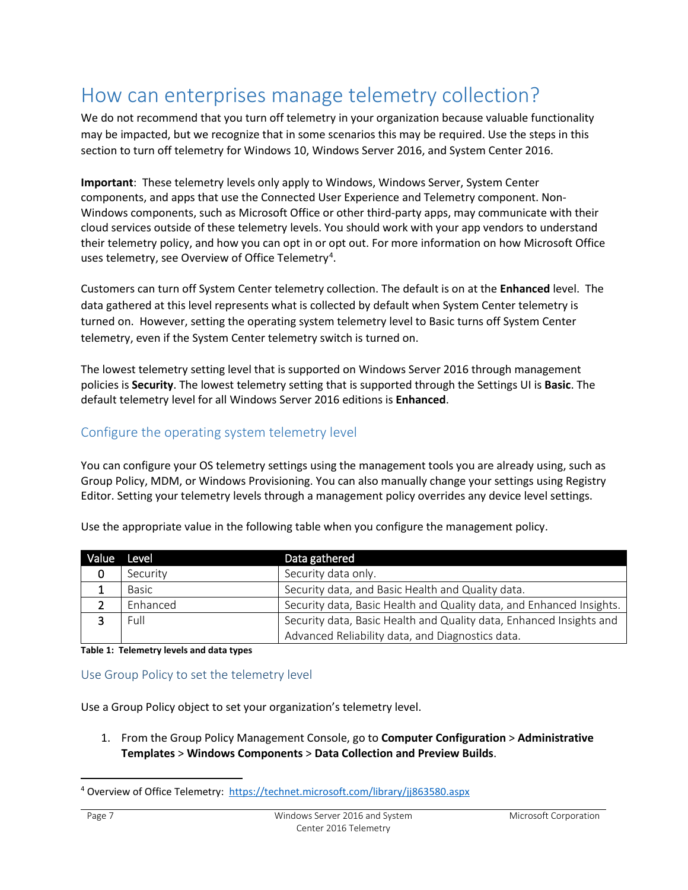# How can enterprises manage telemetry collection?

We do not recommend that you turn off telemetry in your organization because valuable functionality may be impacted, but we recognize that in some scenarios this may be required. Use the steps in this section to turn off telemetry for Windows 10, Windows Server 2016, and System Center 2016.

**Important**: These telemetry levels only apply to Windows, Windows Server, System Center components, and apps that use the Connected User Experience and Telemetry component. Non-Windows components, such as Microsoft Office or other third-party apps, may communicate with their cloud services outside of these telemetry levels. You should work with your app vendors to understand their telemetry policy, and how you can opt in or opt out. For more information on how Microsoft Office uses telemetry, see Overview of Office Telemetry[4].

Customers can turn off System Center telemetry collection. The default is on at the **Enhanced** level. The data gathered at this level represents what is collected by default when System Center telemetry is turned on. However, setting the operating system telemetry level to Basic turns off System Center telemetry, even if the System Center telemetry switch is turned on.

The lowest telemetry setting level that is supported on Windows Server 2016 through management policies is **Security**. The lowest telemetry setting that is supported through the Settings UI is **Basic**. The default telemetry level for all Windows Server 2016 editions is **Enhanced**.

## Configure the operating system telemetry level

You can configure your OS telemetry settings using the management tools you are already using, such as Group Policy, MDM, or Windows Provisioning. You can also manually change your settings using Registry Editor. Setting your telemetry levels through a management policy overrides any device level settings.

Use the appropriate value in the following table when you configure the management policy.

| Value | Level | Data gathered |
|---|---|---|
| 0 | Security | Security data only. |
| 1 | Basic | Security data, and Basic Health and Quality data. |
| 2 | Enhanced | Security data, Basic Health and Quality data, and Enhanced Insights. |
| 3 | Full | Security data, Basic Health and Quality data, Enhanced Insights and Advanced Reliability data, and Diagnostics data. |

**Table 1: Telemetry levels and data types**

### Use Group Policy to set the telemetry level

Use a Group Policy object to set your organization's telemetry level.

1. From the Group Policy Management Console, go to **Computer Configuration** > **Administrative Templates** > **Windows Components** > **Data Collection and Preview Builds**.

[4] Overview of Office Telemetry: https://technet.microsoft.com/library/jj863580.aspx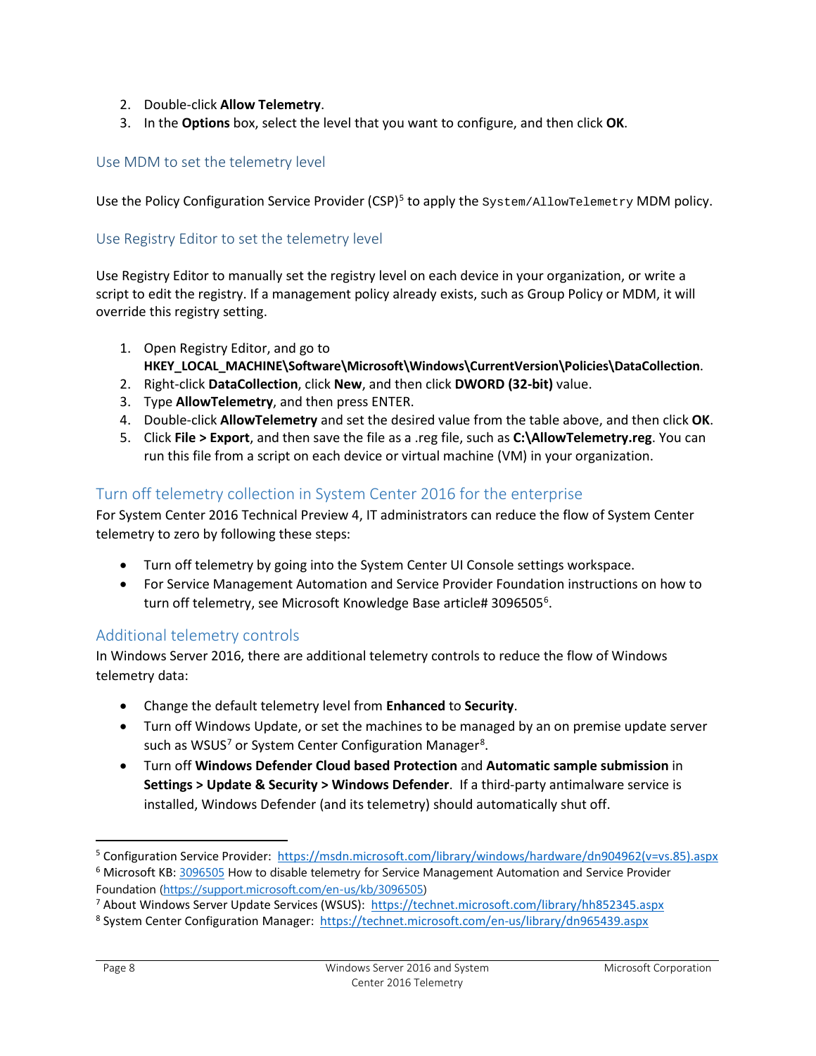2. Double-click **Allow Telemetry**.
3. In the **Options** box, select the level that you want to configure, and then click **OK**.

### Use MDM to set the telemetry level

Use the Policy Configuration Service Provider (CSP)[5] to apply the `System/AllowTelemetry` MDM policy.

### Use Registry Editor to set the telemetry level

Use Registry Editor to manually set the registry level on each device in your organization, or write a script to edit the registry. If a management policy already exists, such as Group Policy or MDM, it will override this registry setting.

1. Open Registry Editor, and go to **HKEY_LOCAL_MACHINE\Software\Microsoft\Windows\CurrentVersion\Policies\DataCollection**.
2. Right-click **DataCollection**, click **New**, and then click **DWORD (32-bit)** value.
3. Type **AllowTelemetry**, and then press ENTER.
4. Double-click **AllowTelemetry** and set the desired value from the table above, and then click **OK**.
5. Click **File > Export**, and then save the file as a .reg file, such as **C:\AllowTelemetry.reg**. You can run this file from a script on each device or virtual machine (VM) in your organization.

## Turn off telemetry collection in System Center 2016 for the enterprise

For System Center 2016 Technical Preview 4, IT administrators can reduce the flow of System Center telemetry to zero by following these steps:

- Turn off telemetry by going into the System Center UI Console settings workspace.
- For Service Management Automation and Service Provider Foundation instructions on how to turn off telemetry, see Microsoft Knowledge Base article# 3096505[6].

## Additional telemetry controls

In Windows Server 2016, there are additional telemetry controls to reduce the flow of Windows telemetry data:

- Change the default telemetry level from **Enhanced** to **Security**.
- Turn off Windows Update, or set the machines to be managed by an on premise update server such as WSUS[7] or System Center Configuration Manager[8].
- Turn off **Windows Defender Cloud based Protection** and **Automatic sample submission** in **Settings > Update & Security > Windows Defender**. If a third-party antimalware service is installed, Windows Defender (and its telemetry) should automatically shut off.

---

[5] Configuration Service Provider: https://msdn.microsoft.com/library/windows/hardware/dn904962(v=vs.85).aspx

[6] Microsoft KB: 3096505 How to disable telemetry for Service Management Automation and Service Provider Foundation (https://support.microsoft.com/en-us/kb/3096505)

[7] About Windows Server Update Services (WSUS): https://technet.microsoft.com/library/hh852345.aspx

[8] System Center Configuration Manager: https://technet.microsoft.com/en-us/library/dn965439.aspx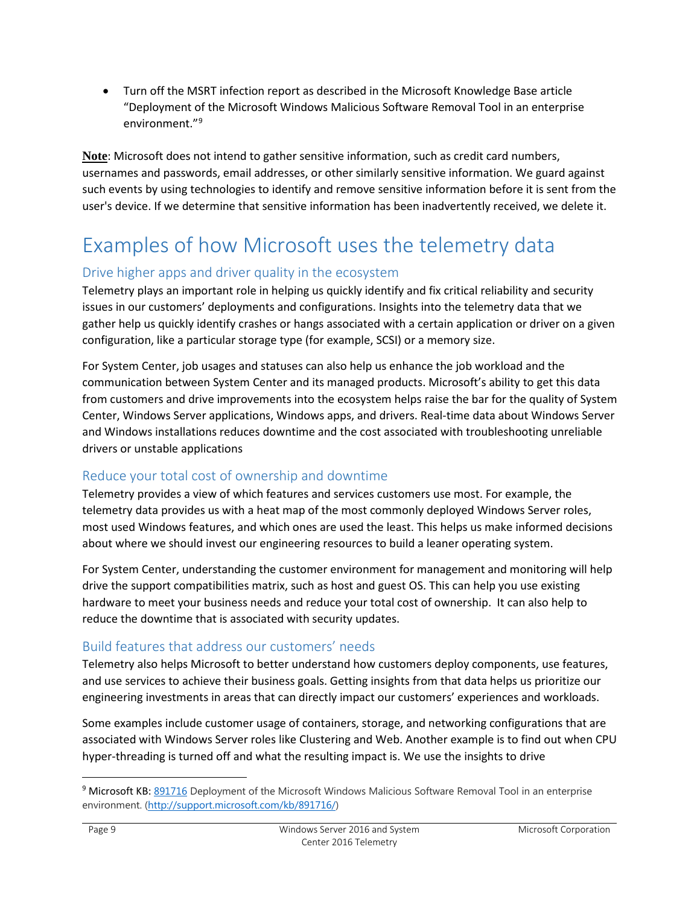- Turn off the MSRT infection report as described in the Microsoft Knowledge Base article "Deployment of the Microsoft Windows Malicious Software Removal Tool in an enterprise environment."[9]

**Note**: Microsoft does not intend to gather sensitive information, such as credit card numbers, usernames and passwords, email addresses, or other similarly sensitive information. We guard against such events by using technologies to identify and remove sensitive information before it is sent from the user's device. If we determine that sensitive information has been inadvertently received, we delete it.

# Examples of how Microsoft uses the telemetry data

## Drive higher apps and driver quality in the ecosystem

Telemetry plays an important role in helping us quickly identify and fix critical reliability and security issues in our customers' deployments and configurations. Insights into the telemetry data that we gather help us quickly identify crashes or hangs associated with a certain application or driver on a given configuration, like a particular storage type (for example, SCSI) or a memory size.

For System Center, job usages and statuses can also help us enhance the job workload and the communication between System Center and its managed products. Microsoft's ability to get this data from customers and drive improvements into the ecosystem helps raise the bar for the quality of System Center, Windows Server applications, Windows apps, and drivers. Real-time data about Windows Server and Windows installations reduces downtime and the cost associated with troubleshooting unreliable drivers or unstable applications

## Reduce your total cost of ownership and downtime

Telemetry provides a view of which features and services customers use most. For example, the telemetry data provides us with a heat map of the most commonly deployed Windows Server roles, most used Windows features, and which ones are used the least. This helps us make informed decisions about where we should invest our engineering resources to build a leaner operating system.

For System Center, understanding the customer environment for management and monitoring will help drive the support compatibilities matrix, such as host and guest OS. This can help you use existing hardware to meet your business needs and reduce your total cost of ownership. It can also help to reduce the downtime that is associated with security updates.

## Build features that address our customers' needs

Telemetry also helps Microsoft to better understand how customers deploy components, use features, and use services to achieve their business goals. Getting insights from that data helps us prioritize our engineering investments in areas that can directly impact our customers' experiences and workloads.

Some examples include customer usage of containers, storage, and networking configurations that are associated with Windows Server roles like Clustering and Web. Another example is to find out when CPU hyper-threading is turned off and what the resulting impact is. We use the insights to drive

---

[9] Microsoft KB: 891716 Deployment of the Microsoft Windows Malicious Software Removal Tool in an enterprise environment. (http://support.microsoft.com/kb/891716/)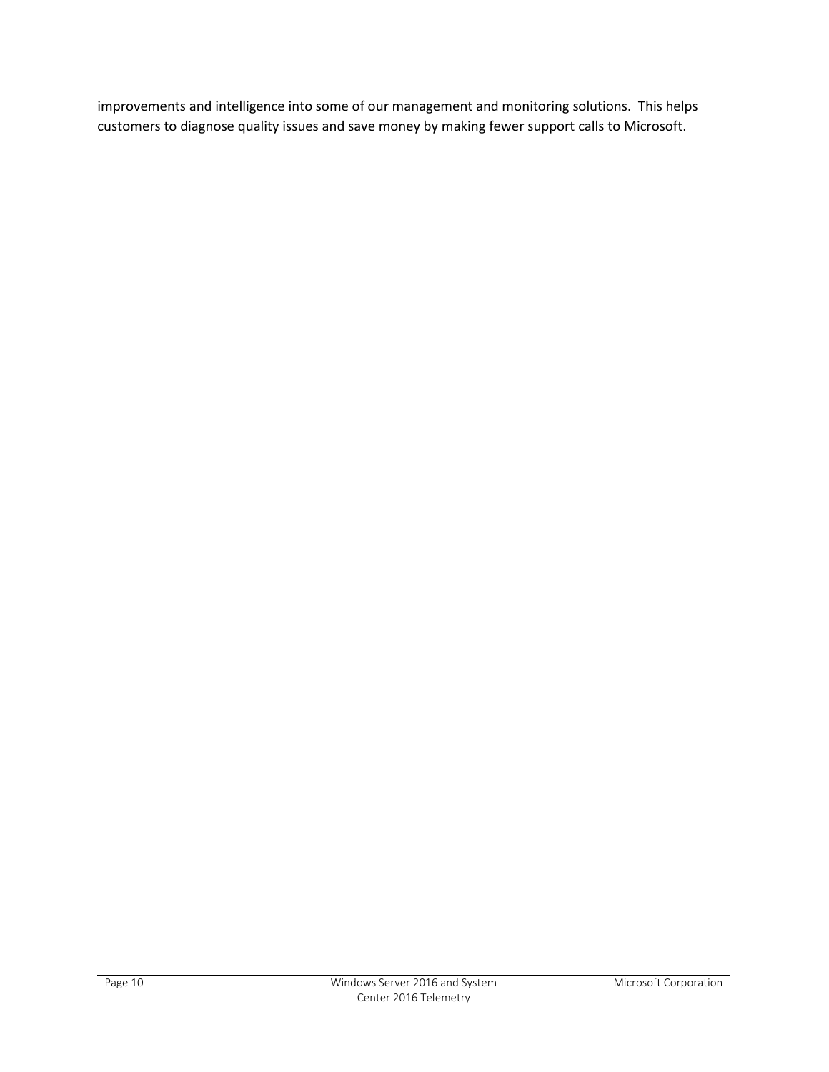improvements and intelligence into some of our management and monitoring solutions. This helps customers to diagnose quality issues and save money by making fewer support calls to Microsoft.